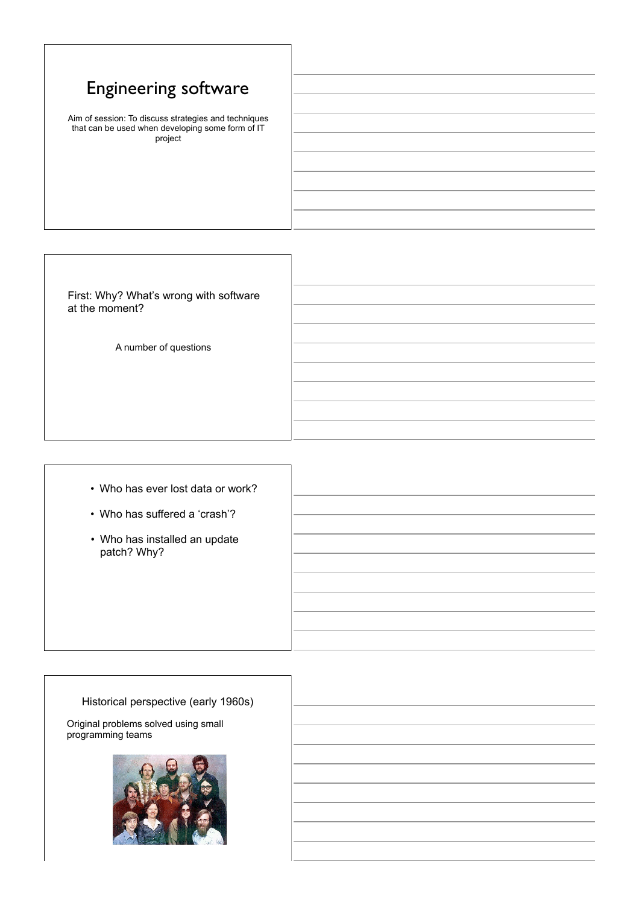# Engineering software

Aim of session: To discuss strategies and techniques that can be used when developing some form of IT project

First: Why? What's wrong with software at the moment?

A number of questions

- Who has ever lost data or work?
- Who has suffered a 'crash'?
- Who has installed an update patch? Why?

Historical perspective (early 1960s)

Original problems solved using small programming teams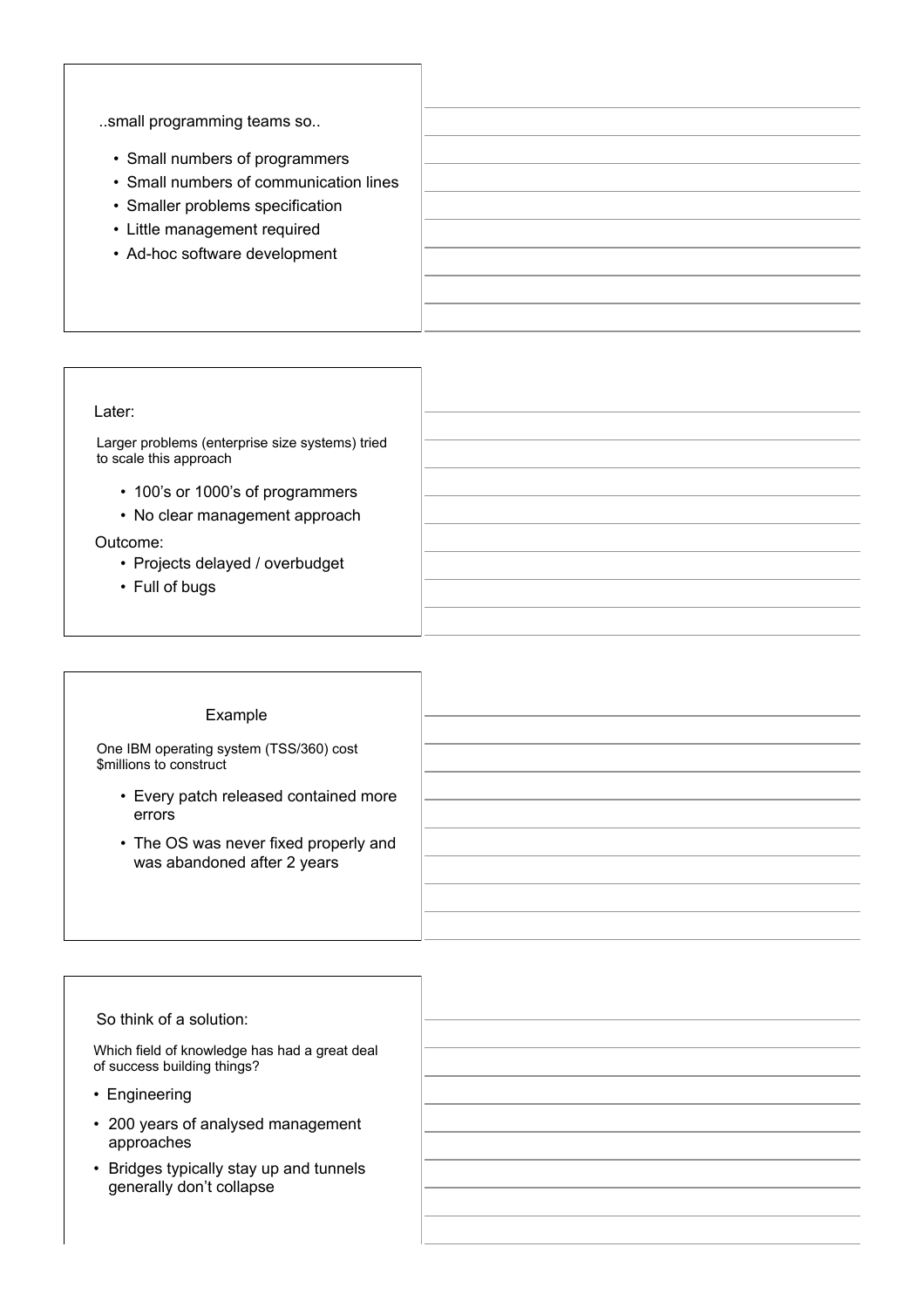..small programming teams so..

- Small numbers of programmers
- Small numbers of communication lines
- Smaller problems specification
- Little management required
- Ad-hoc software development

Later:

Larger problems (enterprise size systems) tried to scale this approach

- 100's or 1000's of programmers
- No clear management approach

Outcome:

- Projects delayed / overbudget
- Full of bugs

Example

One IBM operating system (TSS/360) cost $millions to construct

- Every patch released contained more errors
- The OS was never fixed properly and was abandoned after 2 years

So think of a solution:

Which field of knowledge has had a great deal of success building things?

- Engineering
- 200 years of analysed management approaches
- Bridges typically stay up and tunnels generally don't collapse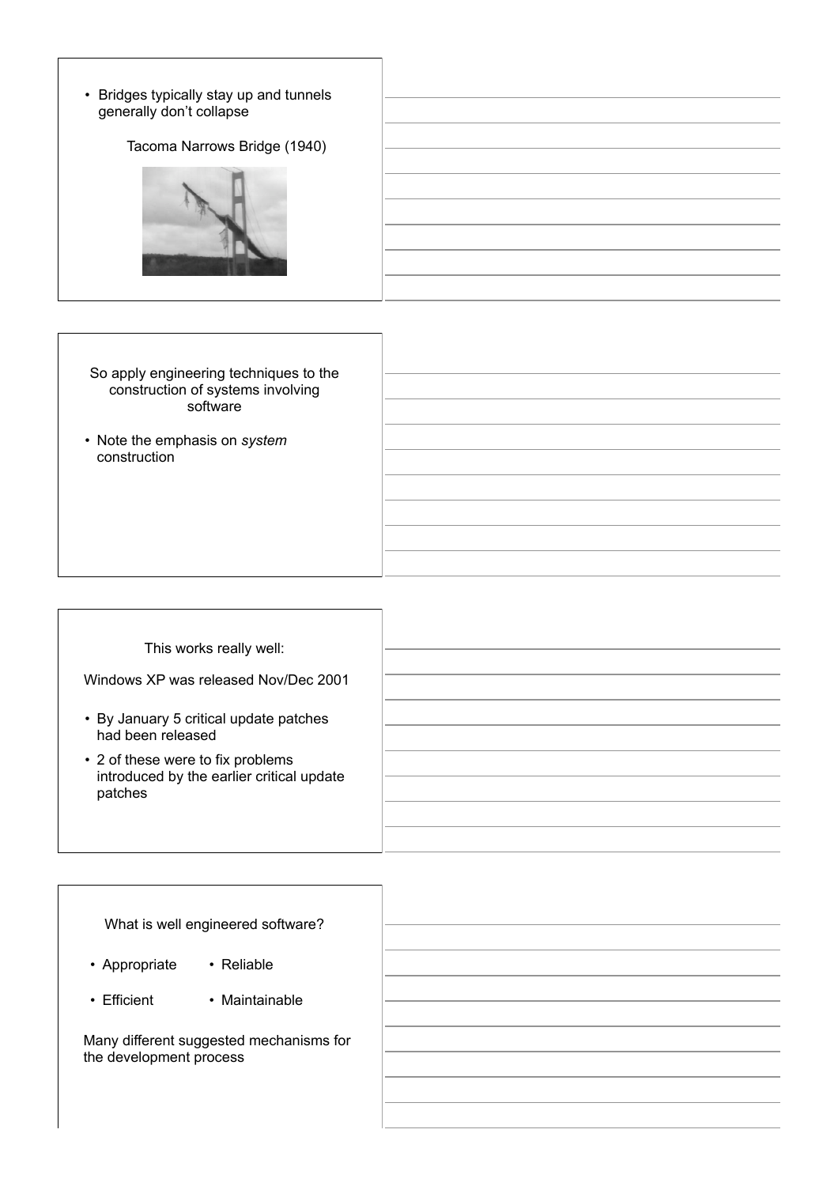- Bridges typically stay up and tunnels generally don't collapse

Tacoma Narrows Bridge (1940)

So apply engineering techniques to the construction of systems involving software

- Note the emphasis on *system* construction

This works really well:

Windows XP was released Nov/Dec 2001

- By January 5 critical update patches had been released
- 2 of these were to fix problems introduced by the earlier critical update patches

What is well engineered software?

- Appropriate
- Reliable
- Efficient
- Maintainable

Many different suggested mechanisms for the development process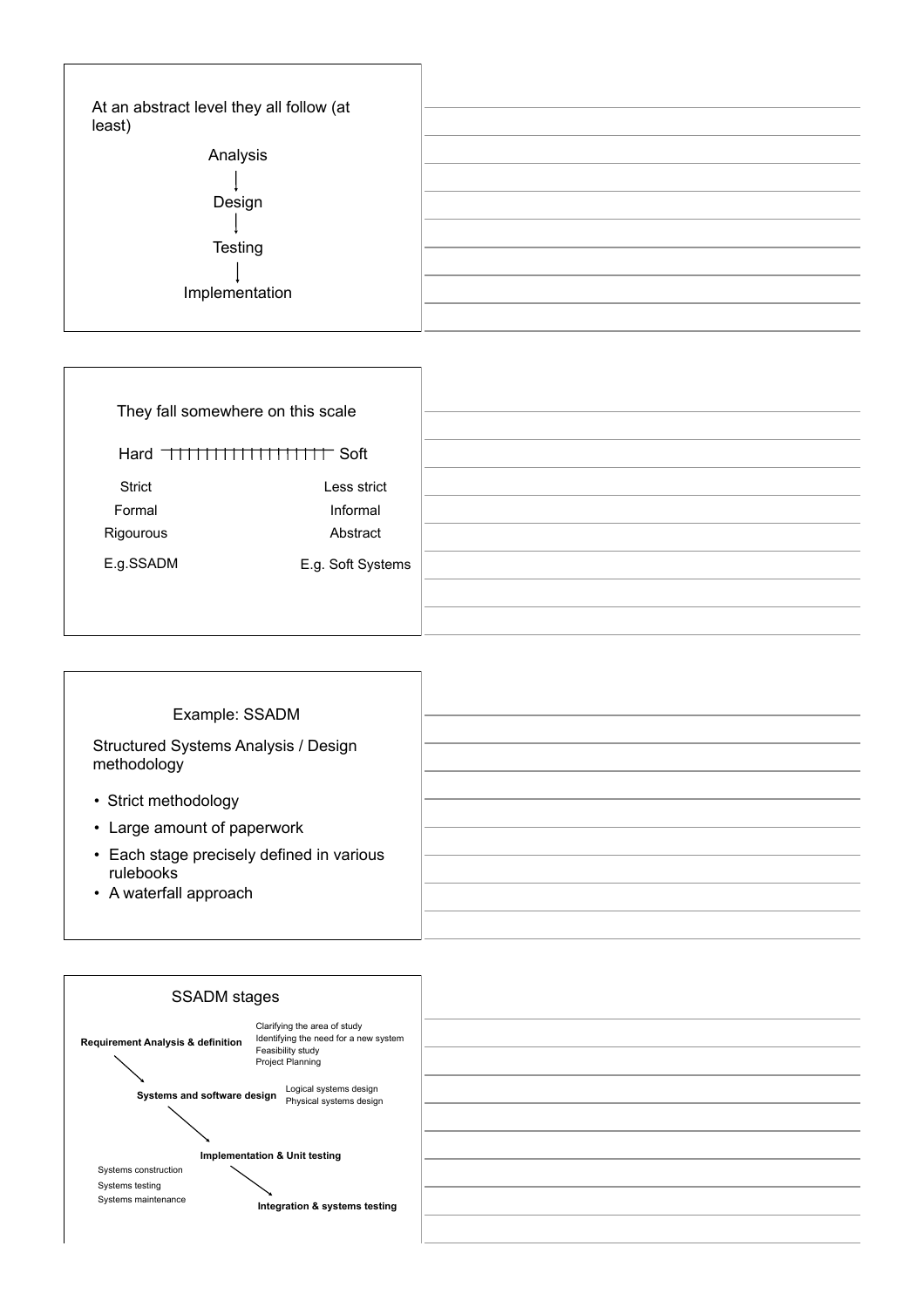At an abstract level they all follow (at least)

Analysis
↓
Design
↓
Testing
↓
Implementation

---

They fall somewhere on this scale

Hard ┬┬┬┬┬┬┬┬┬┬┬┬┬┬┬┬┬┬ Soft

| Hard | Soft |
|---|---|
| Strict | Less strict |
| Formal | Informal |
| Rigourous | Abstract |
| E.g.SSADM | E.g. Soft Systems |

---

### Example: SSADM

Structured Systems Analysis / Design methodology

- Strict methodology
- Large amount of paperwork
- Each stage precisely defined in various rulebooks
- A waterfall approach

---

### SSADM stages

**Requirement Analysis & definition**
- Clarifying the area of study
- Identifying the need for a new system
- Feasibility study
- Project Planning

**Systems and software design**
- Logical systems design
- Physical systems design

**Implementation & Unit testing**
- Systems construction
- Systems testing
- Systems maintenance

**Integration & systems testing**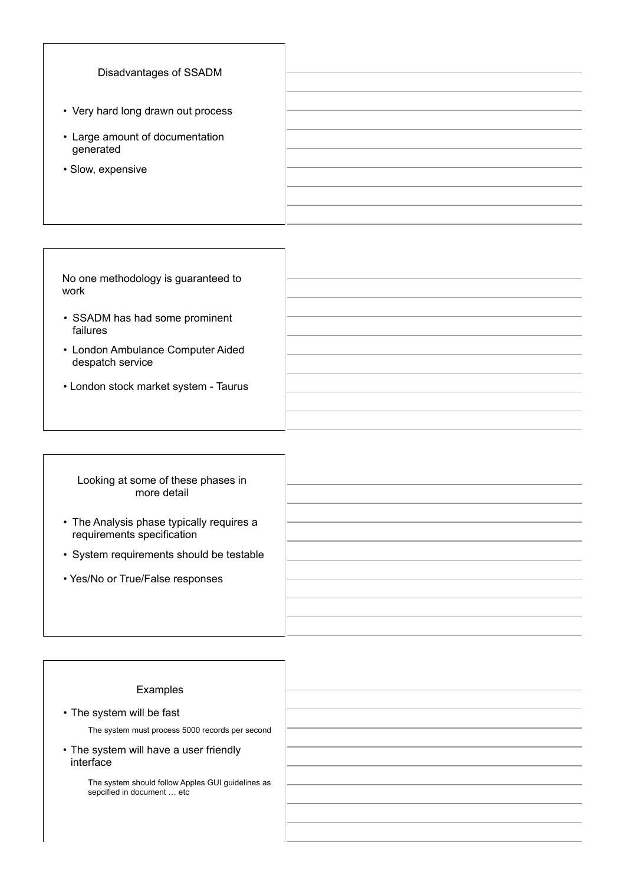## Disadvantages of SSADM

- Very hard long drawn out process
- Large amount of documentation generated
- Slow, expensive

## No one methodology is guaranteed to work

- SSADM has had some prominent failures
- London Ambulance Computer Aided despatch service
- London stock market system - Taurus

## Looking at some of these phases in more detail

- The Analysis phase typically requires a requirements specification
- System requirements should be testable
- Yes/No or True/False responses

## Examples

- The system will be fast

  The system must process 5000 records per second

- The system will have a user friendly interface

  The system should follow Apples GUI guidelines as sepcified in document … etc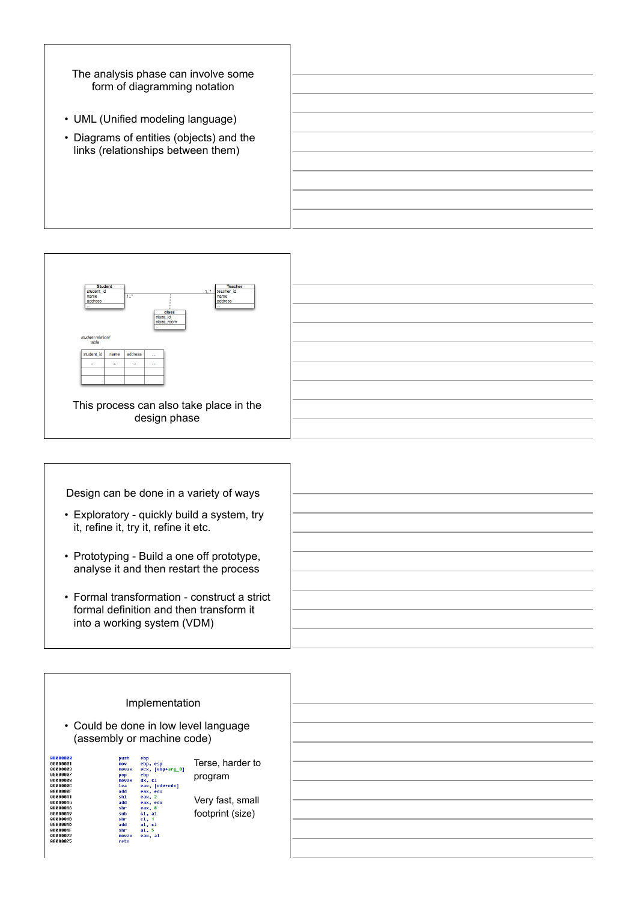The analysis phase can involve some form of diagramming notation

- UML (Unified modeling language)
- Diagrams of entities (objects) and the links (relationships between them)

---

Student: student_id, name, address, ...

Teacher: teacher_id, name, address, ...

class: class_id, class_room

1..* — 1..*

student relation/table

| student_id | name | address | ... |
|---|---|---|---|
| ... | ... | ... | ... |
| | | | |
| | | | |

This process can also take place in the design phase

---

Design can be done in a variety of ways

- Exploratory - quickly build a system, try it, refine it, try it, refine it etc.
- Prototyping - Build a one off prototype, analyse it and then restart the process
- Formal transformation - construct a strict formal definition and then transform it into a working system (VDM)

---

Implementation

- Could be done in low level language (assembly or machine code)

```
00000000    push    ebp
00000001    mov     ebp, esp
00000003    movzx   ecx, [ebp+arg_0]
00000007    pop     ebp
00000008    movzx   dx, cl
0000000C    lea     eax, [edx+edx]
0000000F    add     eax, edx
00000011    shl     eax, 2
00000014    add     eax, edx
00000016    shr     eax, 8
00000019    sub     cl, al
0000001B    shr     cl, 1
0000001D    add     al, cl
0000001F    shr     al, 5
00000022    movzx   eax, al
00000025    retn
```

Terse, harder to program

Very fast, small footprint (size)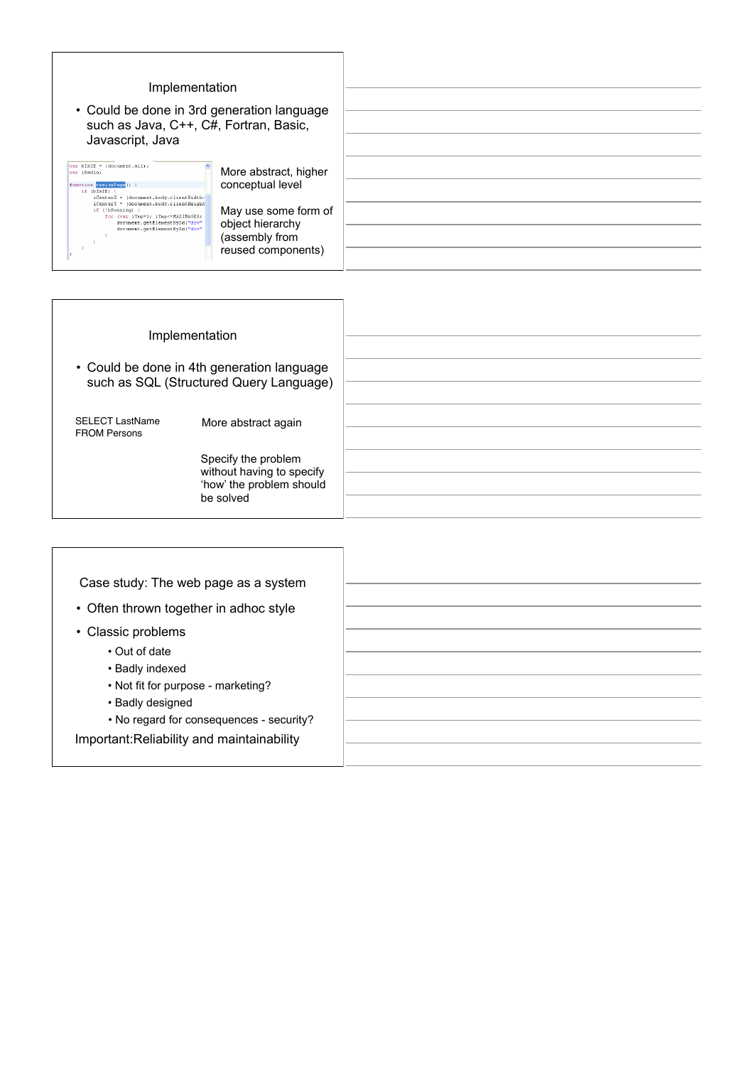## Implementation

- Could be done in 3rd generation language such as Java, C++, C#, Fortran, Basic, Javascript, Java

```
var bIsIE = (document.all);
var iRadio;

function resizePage() {
    if (bIsIE) {
        iCenterX = (document.body.clientWidth-
        iCenterY = (document.body.clientHeight
        if (!bRunning) {
            for (var iTmp=1; iTmp<=MAXIMAGES;
                document.getElementById("div"
                document.getElementById("div"
            }
        }
    }
}
```

More abstract, higher conceptual level

May use some form of object hierarchy (assembly from reused components)

## Implementation

- Could be done in 4th generation language such as SQL (Structured Query Language)

```
SELECT LastName
FROM Persons
```

More abstract again

Specify the problem without having to specify 'how' the problem should be solved

## Case study: The web page as a system

- Often thrown together in adhoc style
- Classic problems
  - Out of date
  - Badly indexed
  - Not fit for purpose - marketing?
  - Badly designed
  - No regard for consequences - security?

Important:Reliability and maintainability